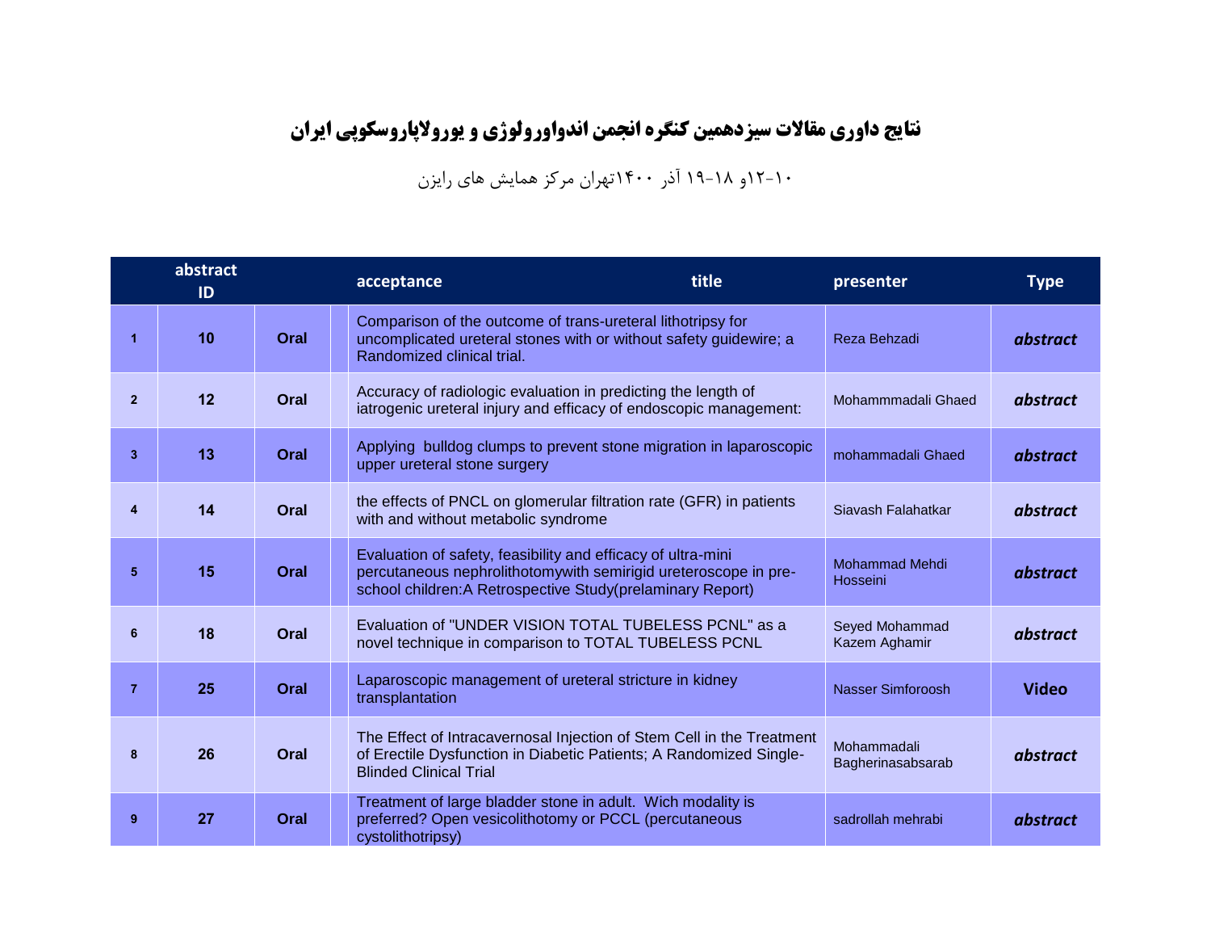# نتایج داوری مقالات سیزدهمین کنگره انجمن اندواورولوژی و یورولاپاروسکوپی ایران

۱۰-۱۲و ۱۸-۱۹ آذر ۱۴۰۰تهران مرکز همایش های رایزن

| | abstract ID | acceptance | | title | presenter | Type |
|---|---|---|---|---|---|---|
| 1 | 10 | Oral | | Comparison of the outcome of trans-ureteral lithotripsy for uncomplicated ureteral stones with or without safety guidewire; a Randomized clinical trial. | Reza Behzadi | *abstract* |
| 2 | 12 | Oral | | Accuracy of radiologic evaluation in predicting the length of iatrogenic ureteral injury and efficacy of endoscopic management: | Mohammmadali Ghaed | *abstract* |
| 3 | 13 | Oral | | Applying bulldog clumps to prevent stone migration in laparoscopic upper ureteral stone surgery | mohammadali Ghaed | *abstract* |
| 4 | 14 | Oral | | the effects of PNCL on glomerular filtration rate (GFR) in patients with and without metabolic syndrome | Siavash Falahatkar | *abstract* |
| 5 | 15 | Oral | | Evaluation of safety, feasibility and efficacy of ultra-mini percutaneous nephrolithotomywith semirigid ureteroscope in pre-school children:A Retrospective Study(prelaminary Report) | Mohammad Mehdi Hosseini | *abstract* |
| 6 | 18 | Oral | | Evaluation of "UNDER VISION TOTAL TUBELESS PCNL" as a novel technique in comparison to TOTAL TUBELESS PCNL | Seyed Mohammad Kazem Aghamir | *abstract* |
| 7 | 25 | Oral | | Laparoscopic management of ureteral stricture in kidney transplantation | Nasser Simforoosh | Video |
| 8 | 26 | Oral | | The Effect of Intracavernosal Injection of Stem Cell in the Treatment of Erectile Dysfunction in Diabetic Patients; A Randomized Single-Blinded Clinical Trial | Mohammadali Bagherinasabsarab | *abstract* |
| 9 | 27 | Oral | | Treatment of large bladder stone in adult. Wich modality is preferred? Open vesicolithotomy or PCCL (percutaneous cystolithotripsy) | sadrollah mehrabi | *abstract* |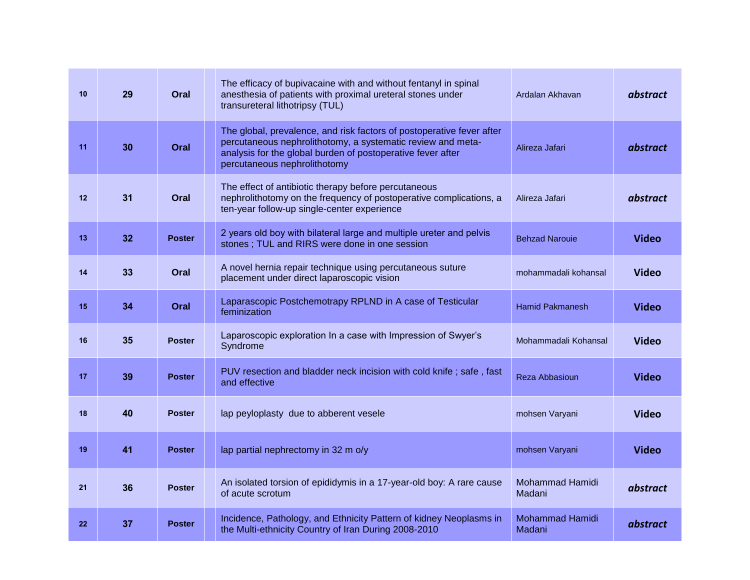| 10 | 29 | Oral | | The efficacy of bupivacaine with and without fentanyl in spinal anesthesia of patients with proximal ureteral stones under transureteral lithotripsy (TUL) | Ardalan Akhavan | ***abstract*** |
|---|---|---|---|---|---|---|
| 11 | 30 | Oral | | The global, prevalence, and risk factors of postoperative fever after percutaneous nephrolithotomy, a systematic review and meta-analysis for the global burden of postoperative fever after percutaneous nephrolithotomy | Alireza Jafari | ***abstract*** |
| 12 | 31 | Oral | | The effect of antibiotic therapy before percutaneous nephrolithotomy on the frequency of postoperative complications, a ten-year follow-up single-center experience | Alireza Jafari | ***abstract*** |
| 13 | 32 | Poster | | 2 years old boy with bilateral large and multiple ureter and pelvis stones ; TUL and RIRS were done in one session | Behzad Narouie | **Video** |
| 14 | 33 | Oral | | A novel hernia repair technique using percutaneous suture placement under direct laparoscopic vision | mohammadali kohansal | **Video** |
| 15 | 34 | Oral | | Laparascopic Postchemotrapy RPLND in A case of Testicular feminization | Hamid Pakmanesh | **Video** |
| 16 | 35 | Poster | | Laparoscopic exploration In a case with Impression of Swyer's Syndrome | Mohammadali Kohansal | **Video** |
| 17 | 39 | Poster | | PUV resection and bladder neck incision with cold knife ; safe , fast and effective | Reza Abbasioun | **Video** |
| 18 | 40 | Poster | | lap peyloplasty due to abberent vesele | mohsen Varyani | **Video** |
| 19 | 41 | Poster | | lap partial nephrectomy in 32 m o/y | mohsen Varyani | **Video** |
| 21 | 36 | Poster | | An isolated torsion of epididymis in a 17-year-old boy: A rare cause of acute scrotum | Mohammad Hamidi Madani | ***abstract*** |
| 22 | 37 | Poster | | Incidence, Pathology, and Ethnicity Pattern of kidney Neoplasms in the Multi-ethnicity Country of Iran During 2008-2010 | Mohammad Hamidi Madani | ***abstract*** |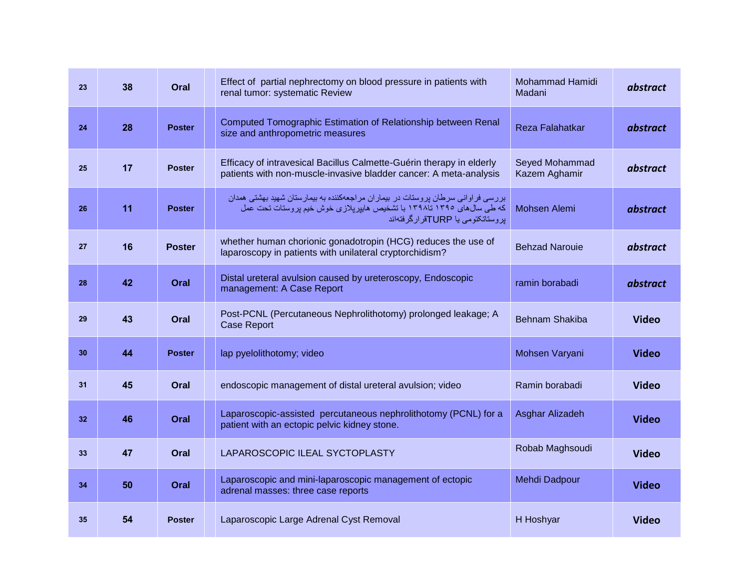| 23 | 38 | Oral | | Effect of partial nephrectomy on blood pressure in patients with renal tumor: systematic Review | Mohammad Hamidi Madani | ***abstract*** |
|---|---|---|---|---|---|---|
| 24 | 28 | Poster | | Computed Tomographic Estimation of Relationship between Renal size and anthropometric measures | Reza Falahatkar | ***abstract*** |
| 25 | 17 | Poster | | Efficacy of intravesical Bacillus Calmette-Guérin therapy in elderly patients with non-muscle-invasive bladder cancer: A meta-analysis | Seyed Mohammad Kazem Aghamir | ***abstract*** |
| 26 | 11 | Poster | | بررسی فراوانی سرطان پروستات در بیماران مراجعه‌کننده به بیمارستان شهید بهشتی همدان که طی سال‌های ۱۳۹۵ تا۱۳۹۸ با تشخیص هایپرپلازی خوش خیم پروستات تحت عمل پروستاتکتومی یا TURPقرارگرفته‌اند | Mohsen Alemi | ***abstract*** |
| 27 | 16 | Poster | | whether human chorionic gonadotropin (HCG) reduces the use of laparoscopy in patients with unilateral cryptorchidism? | Behzad Narouie | ***abstract*** |
| 28 | 42 | Oral | | Distal ureteral avulsion caused by ureteroscopy, Endoscopic management: A Case Report | ramin borabadi | ***abstract*** |
| 29 | 43 | Oral | | Post-PCNL (Percutaneous Nephrolithotomy) prolonged leakage; A Case Report | Behnam Shakiba | **Video** |
| 30 | 44 | Poster | | lap pyelolithotomy; video | Mohsen Varyani | **Video** |
| 31 | 45 | Oral | | endoscopic management of distal ureteral avulsion; video | Ramin borabadi | **Video** |
| 32 | 46 | Oral | | Laparoscopic-assisted percutaneous nephrolithotomy (PCNL) for a patient with an ectopic pelvic kidney stone. | Asghar Alizadeh | **Video** |
| 33 | 47 | Oral | | LAPAROSCOPIC ILEAL SYCTOPLASTY | Robab Maghsoudi | **Video** |
| 34 | 50 | Oral | | Laparoscopic and mini-laparoscopic management of ectopic adrenal masses: three case reports | Mehdi Dadpour | **Video** |
| 35 | 54 | Poster | | Laparoscopic Large Adrenal Cyst Removal | H Hoshyar | **Video** |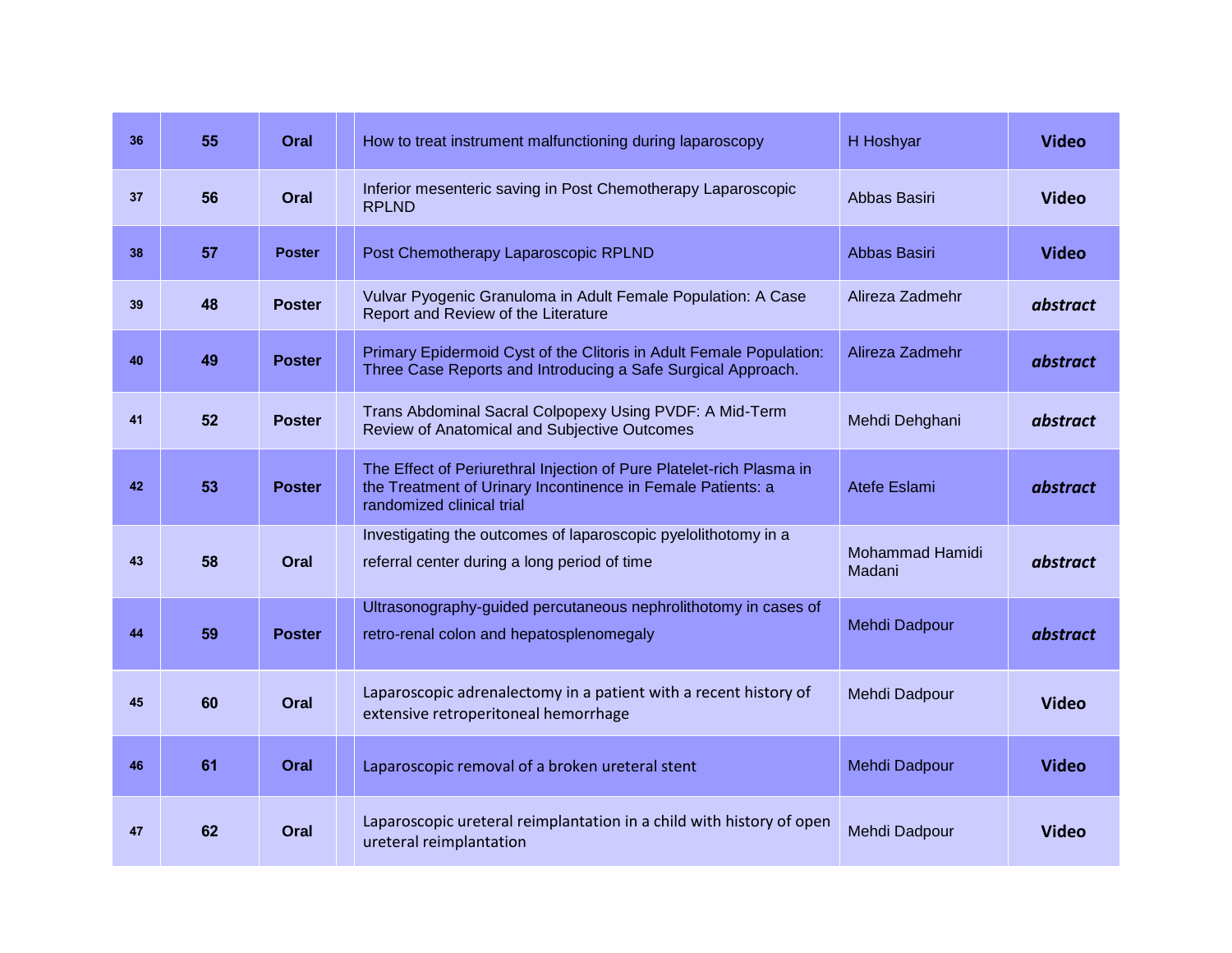| 36 | 55 | Oral | | How to treat instrument malfunctioning during laparoscopy | H Hoshyar | **Video** |
|---|---|---|---|---|---|---|
| 37 | 56 | Oral | | Inferior mesenteric saving in Post Chemotherapy Laparoscopic RPLND | Abbas Basiri | **Video** |
| 38 | 57 | Poster | | Post Chemotherapy Laparoscopic RPLND | Abbas Basiri | **Video** |
| 39 | 48 | Poster | | Vulvar Pyogenic Granuloma in Adult Female Population: A Case Report and Review of the Literature | Alireza Zadmehr | ***abstract*** |
| 40 | 49 | Poster | | Primary Epidermoid Cyst of the Clitoris in Adult Female Population: Three Case Reports and Introducing a Safe Surgical Approach. | Alireza Zadmehr | ***abstract*** |
| 41 | 52 | Poster | | Trans Abdominal Sacral Colpopexy Using PVDF: A Mid-Term Review of Anatomical and Subjective Outcomes | Mehdi Dehghani | ***abstract*** |
| 42 | 53 | Poster | | The Effect of Periurethral Injection of Pure Platelet-rich Plasma in the Treatment of Urinary Incontinence in Female Patients: a randomized clinical trial | Atefe Eslami | ***abstract*** |
| 43 | 58 | Oral | | Investigating the outcomes of laparoscopic pyelolithotomy in a referral center during a long period of time | Mohammad Hamidi Madani | ***abstract*** |
| 44 | 59 | Poster | | Ultrasonography-guided percutaneous nephrolithotomy in cases of retro-renal colon and hepatosplenomegaly | Mehdi Dadpour | ***abstract*** |
| 45 | 60 | Oral | | Laparoscopic adrenalectomy in a patient with a recent history of extensive retroperitoneal hemorrhage | Mehdi Dadpour | **Video** |
| 46 | 61 | Oral | | Laparoscopic removal of a broken ureteral stent | Mehdi Dadpour | **Video** |
| 47 | 62 | Oral | | Laparoscopic ureteral reimplantation in a child with history of open ureteral reimplantation | Mehdi Dadpour | **Video** |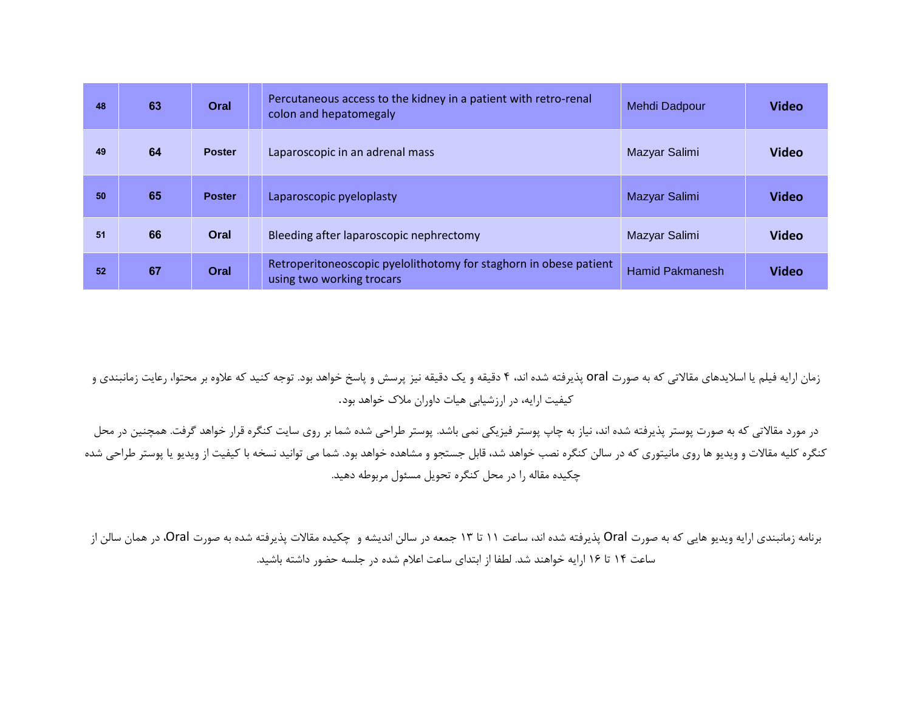| | | | | | | |
|---|---|---|---|---|---|---|
| 48 | 63 | Oral | | Percutaneous access to the kidney in a patient with retro-renal colon and hepatomegaly | Mehdi Dadpour | **Video** |
| 49 | 64 | Poster | | Laparoscopic in an adrenal mass | Mazyar Salimi | **Video** |
| 50 | 65 | Poster | | Laparoscopic pyeloplasty | Mazyar Salimi | **Video** |
| 51 | 66 | Oral | | Bleeding after laparoscopic nephrectomy | Mazyar Salimi | **Video** |
| 52 | 67 | Oral | | Retroperitoneoscopic pyelolithotomy for staghorn in obese patient using two working trocars | Hamid Pakmanesh | **Video** |

زمان ارایه فیلم یا اسلایدهای مقالاتی که به صورت oral پذیرفته شده اند، ۴ دقیقه و یک دقیقه نیز پرسش و پاسخ خواهد بود. توجه کنید که علاوه بر محتوا، رعایت زمانبندی و کیفیت ارایه، در ارزشیابی هیات داوران ملاک خواهد بود.

در مورد مقالاتی که به صورت پوستر پذیرفته شده اند، نیاز به چاپ پوستر فیزیکی نمی باشد. پوستر طراحی شده شما بر روی سایت کنگره قرار خواهد گرفت. همچنین در محل کنگره کلیه مقالات و ویدیو ها روی مانیتوری که در سالن کنگره نصب خواهد شد، قابل جستجو و مشاهده خواهد بود. شما می توانید نسخه با کیفیت از ویدیو یا پوستر طراحی شده چکیده مقاله را در محل کنگره تحویل مسئول مربوطه دهید.

برنامه زمانبندی ارایه ویدیو هایی که به صورت Oral پذیرفته شده اند، ساعت ۱۱ تا ۱۳ جمعه در سالن اندیشه و چکیده مقالات پذیرفته شده به صورت Oral، در همان سالن از ساعت ۱۴ تا ۱۶ ارایه خواهند شد. لطفا از ابتدای ساعت اعلام شده در جلسه حضور داشته باشید.